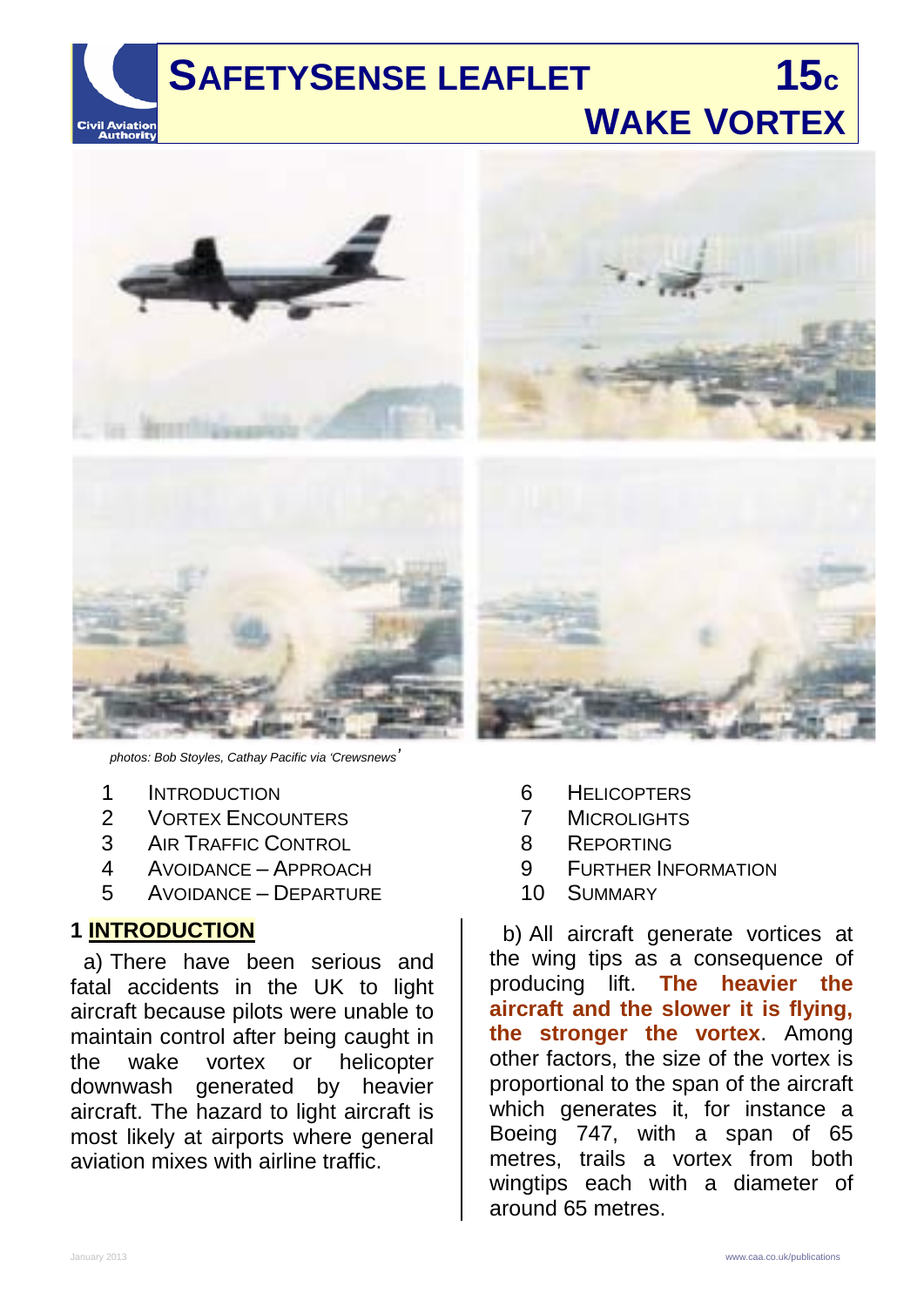# SAFETYSENSE LEAFLET 15c

# WAKE VORTEX

*photos: Bob Stoyles, Cathay Pacific via 'Crewsnews'*

1. INTRODUCTION
2. VORTEX ENCOUNTERS
3. AIR TRAFFIC CONTROL
4. AVOIDANCE – APPROACH
5. AVOIDANCE – DEPARTURE
6. HELICOPTERS
7. MICROLIGHTS
8. REPORTING
9. FURTHER INFORMATION
10. SUMMARY

## 1 INTRODUCTION

a) There have been serious and fatal accidents in the UK to light aircraft because pilots were unable to maintain control after being caught in the wake vortex or helicopter downwash generated by heavier aircraft. The hazard to light aircraft is most likely at airports where general aviation mixes with airline traffic.

b) All aircraft generate vortices at the wing tips as a consequence of producing lift. **The heavier the aircraft and the slower it is flying, the stronger the vortex**. Among other factors, the size of the vortex is proportional to the span of the aircraft which generates it, for instance a Boeing 747, with a span of 65 metres, trails a vortex from both wingtips each with a diameter of around 65 metres.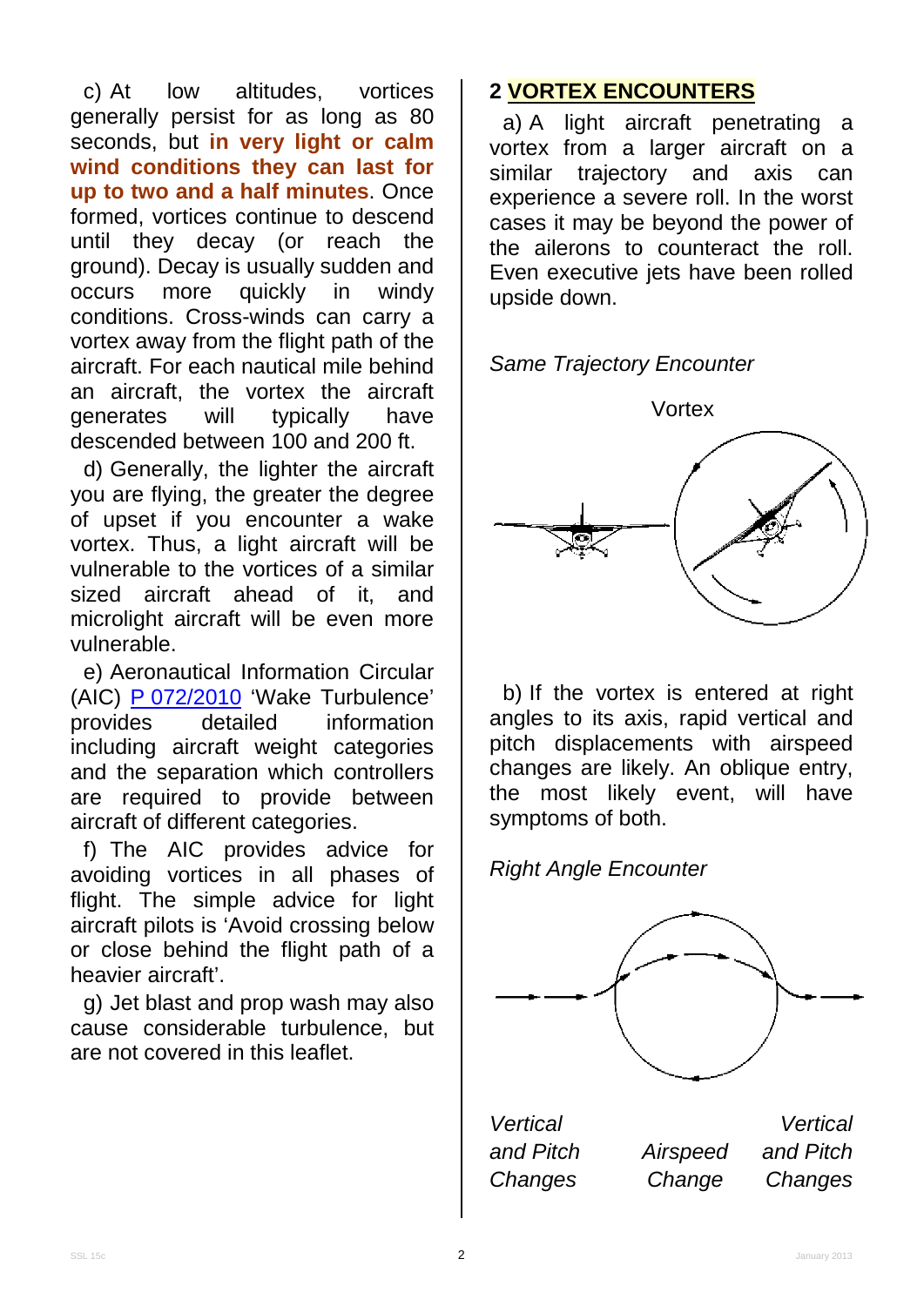c) At low altitudes, vortices generally persist for as long as 80 seconds, but **in very light or calm wind conditions they can last for up to two and a half minutes**. Once formed, vortices continue to descend until they decay (or reach the ground). Decay is usually sudden and occurs more quickly in windy conditions. Cross-winds can carry a vortex away from the flight path of the aircraft. For each nautical mile behind an aircraft, the vortex the aircraft generates will typically have descended between 100 and 200 ft.

d) Generally, the lighter the aircraft you are flying, the greater the degree of upset if you encounter a wake vortex. Thus, a light aircraft will be vulnerable to the vortices of a similar sized aircraft ahead of it, and microlight aircraft will be even more vulnerable.

e) Aeronautical Information Circular (AIC) P 072/2010 'Wake Turbulence' provides detailed information including aircraft weight categories and the separation which controllers are required to provide between aircraft of different categories.

f) The AIC provides advice for avoiding vortices in all phases of flight. The simple advice for light aircraft pilots is 'Avoid crossing below or close behind the flight path of a heavier aircraft'.

g) Jet blast and prop wash may also cause considerable turbulence, but are not covered in this leaflet.

## 2 VORTEX ENCOUNTERS

a) A light aircraft penetrating a vortex from a larger aircraft on a similar trajectory and axis can experience a severe roll. In the worst cases it may be beyond the power of the ailerons to counteract the roll. Even executive jets have been rolled upside down.

*Same Trajectory Encounter*

Vortex

b) If the vortex is entered at right angles to its axis, rapid vertical and pitch displacements with airspeed changes are likely. An oblique entry, the most likely event, will have symptoms of both.

*Right Angle Encounter*

*Vertical and Pitch Changes* — *Airspeed Change* — *Vertical and Pitch Changes*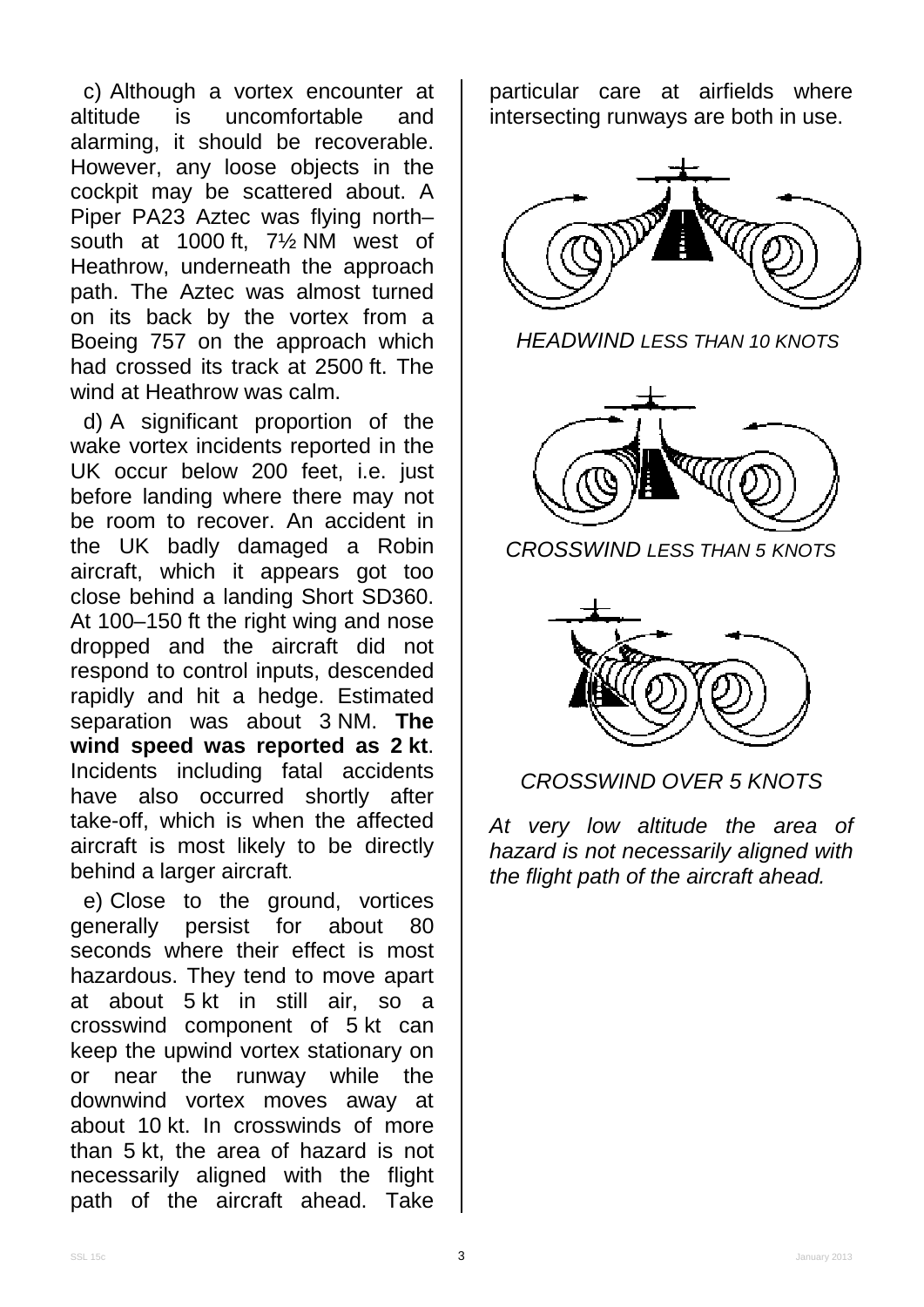c) Although a vortex encounter at altitude is uncomfortable and alarming, it should be recoverable. However, any loose objects in the cockpit may be scattered about. A Piper PA23 Aztec was flying north–south at 1000 ft, 7½ NM west of Heathrow, underneath the approach path. The Aztec was almost turned on its back by the vortex from a Boeing 757 on the approach which had crossed its track at 2500 ft. The wind at Heathrow was calm.

d) A significant proportion of the wake vortex incidents reported in the UK occur below 200 feet, i.e. just before landing where there may not be room to recover. An accident in the UK badly damaged a Robin aircraft, which it appears got too close behind a landing Short SD360. At 100–150 ft the right wing and nose dropped and the aircraft did not respond to control inputs, descended rapidly and hit a hedge. Estimated separation was about 3 NM. **The wind speed was reported as 2 kt**. Incidents including fatal accidents have also occurred shortly after take-off, which is when the affected aircraft is most likely to be directly behind a larger aircraft.

e) Close to the ground, vortices generally persist for about 80 seconds where their effect is most hazardous. They tend to move apart at about 5 kt in still air, so a crosswind component of 5 kt can keep the upwind vortex stationary on or near the runway while the downwind vortex moves away at about 10 kt. In crosswinds of more than 5 kt, the area of hazard is not necessarily aligned with the flight path of the aircraft ahead. Take particular care at airfields where intersecting runways are both in use.

*HEADWIND LESS THAN 10 KNOTS*

*CROSSWIND LESS THAN 5 KNOTS*

*CROSSWIND OVER 5 KNOTS*

*At very low altitude the area of hazard is not necessarily aligned with the flight path of the aircraft ahead.*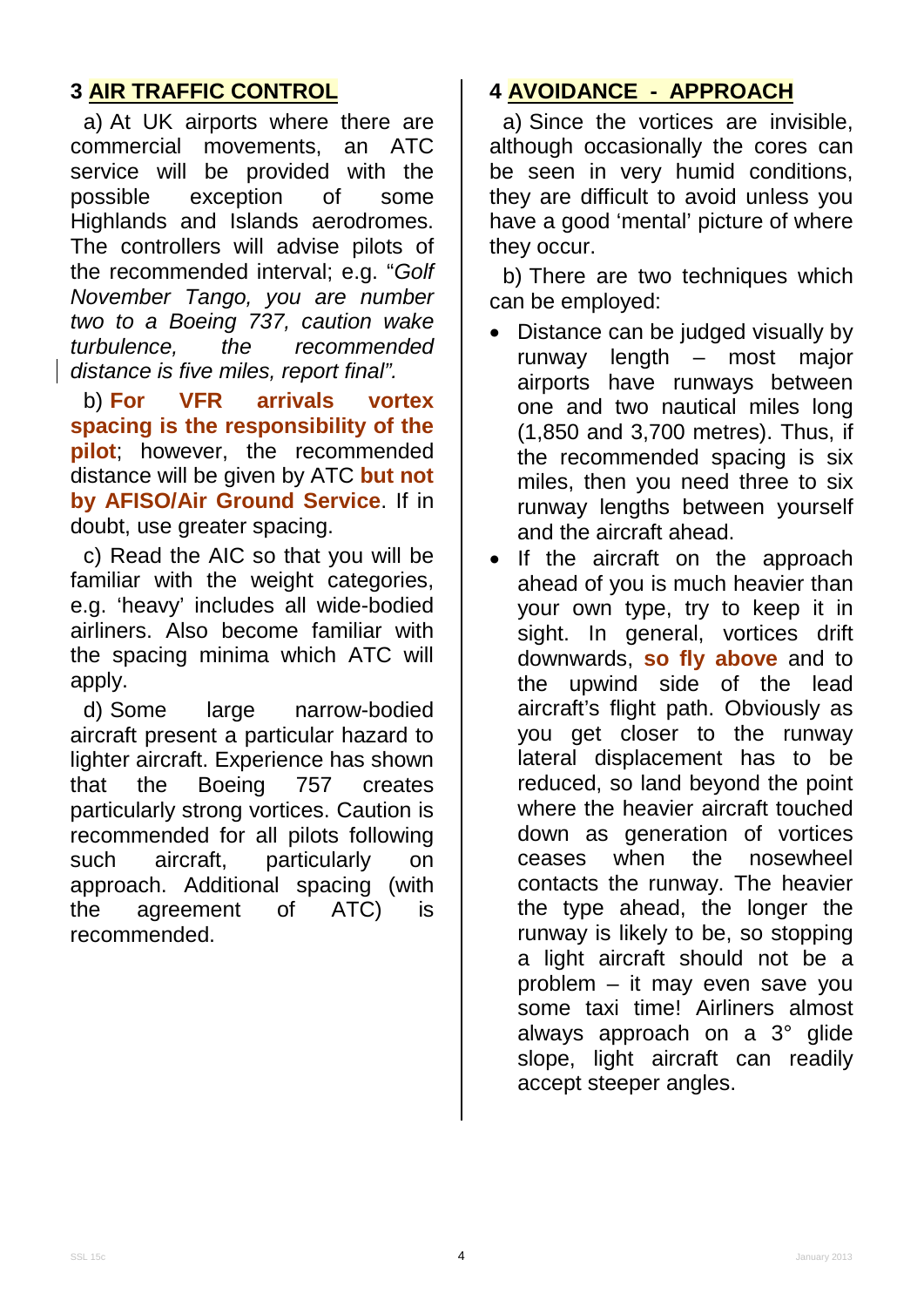## 3 AIR TRAFFIC CONTROL

a) At UK airports where there are commercial movements, an ATC service will be provided with the possible exception of some Highlands and Islands aerodromes. The controllers will advise pilots of the recommended interval; e.g. "*Golf November Tango, you are number two to a Boeing 737, caution wake turbulence, the recommended distance is five miles, report final".*

b) **For VFR arrivals vortex spacing is the responsibility of the pilot**; however, the recommended distance will be given by ATC **but not by AFISO/Air Ground Service**. If in doubt, use greater spacing.

c) Read the AIC so that you will be familiar with the weight categories, e.g. 'heavy' includes all wide-bodied airliners. Also become familiar with the spacing minima which ATC will apply.

d) Some large narrow-bodied aircraft present a particular hazard to lighter aircraft. Experience has shown that the Boeing 757 creates particularly strong vortices. Caution is recommended for all pilots following such aircraft, particularly on approach. Additional spacing (with the agreement of ATC) is recommended.

## 4 AVOIDANCE - APPROACH

a) Since the vortices are invisible, although occasionally the cores can be seen in very humid conditions, they are difficult to avoid unless you have a good 'mental' picture of where they occur.

b) There are two techniques which can be employed:

- Distance can be judged visually by runway length – most major airports have runways between one and two nautical miles long (1,850 and 3,700 metres). Thus, if the recommended spacing is six miles, then you need three to six runway lengths between yourself and the aircraft ahead.
- If the aircraft on the approach ahead of you is much heavier than your own type, try to keep it in sight. In general, vortices drift downwards, **so fly above** and to the upwind side of the lead aircraft's flight path. Obviously as you get closer to the runway lateral displacement has to be reduced, so land beyond the point where the heavier aircraft touched down as generation of vortices ceases when the nosewheel contacts the runway. The heavier the type ahead, the longer the runway is likely to be, so stopping a light aircraft should not be a problem – it may even save you some taxi time! Airliners almost always approach on a 3° glide slope, light aircraft can readily accept steeper angles.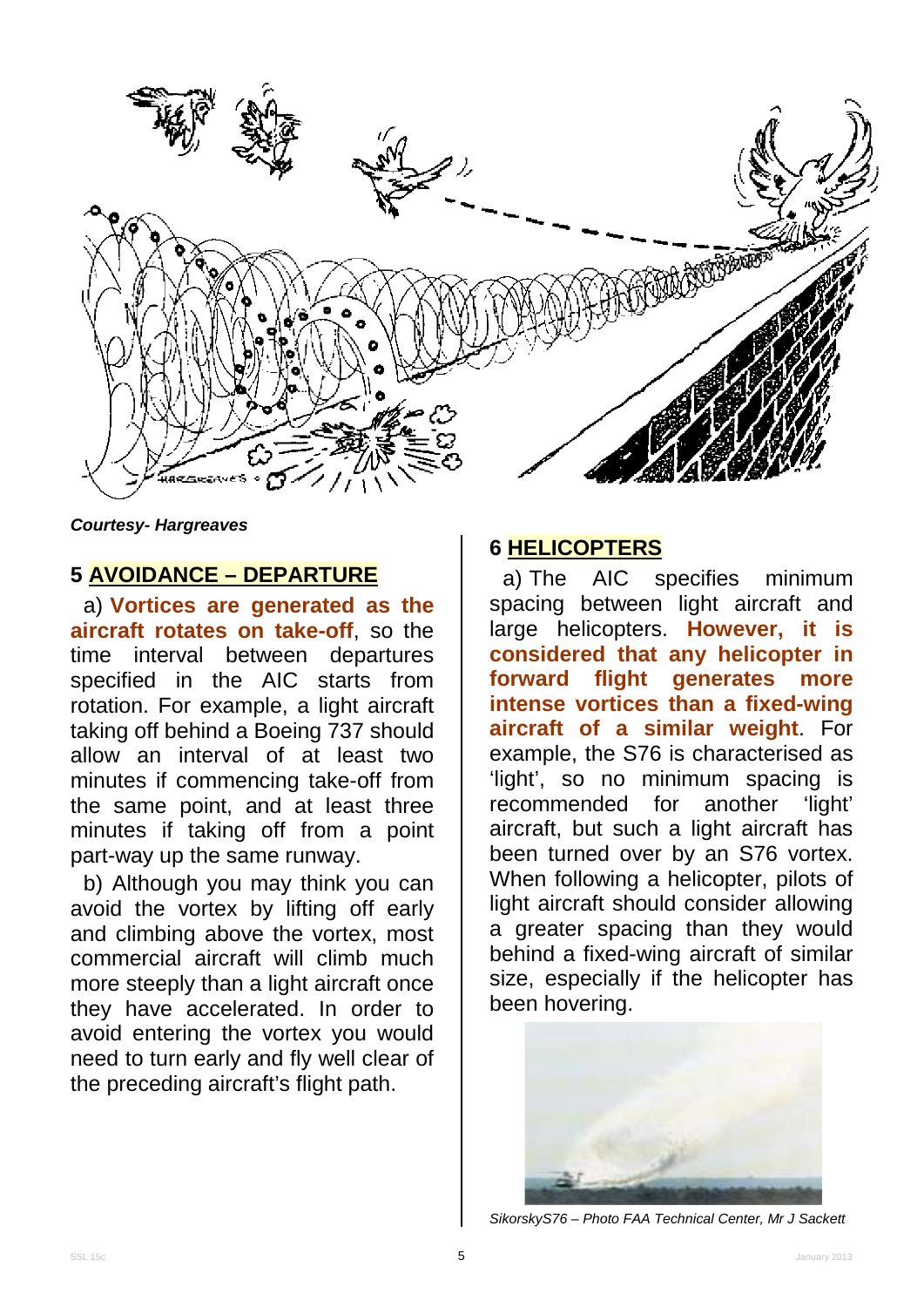*Courtesy- Hargreaves*

## 5 AVOIDANCE – DEPARTURE

a) **Vortices are generated as the aircraft rotates on take-off**, so the time interval between departures specified in the AIC starts from rotation. For example, a light aircraft taking off behind a Boeing 737 should allow an interval of at least two minutes if commencing take-off from the same point, and at least three minutes if taking off from a point part-way up the same runway.

b) Although you may think you can avoid the vortex by lifting off early and climbing above the vortex, most commercial aircraft will climb much more steeply than a light aircraft once they have accelerated. In order to avoid entering the vortex you would need to turn early and fly well clear of the preceding aircraft's flight path.

## 6 HELICOPTERS

a) The AIC specifies minimum spacing between light aircraft and large helicopters. **However, it is considered that any helicopter in forward flight generates more intense vortices than a fixed-wing aircraft of a similar weight**. For example, the S76 is characterised as 'light', so no minimum spacing is recommended for another 'light' aircraft, but such a light aircraft has been turned over by an S76 vortex. When following a helicopter, pilots of light aircraft should consider allowing a greater spacing than they would behind a fixed-wing aircraft of similar size, especially if the helicopter has been hovering.

*SikorskyS76 – Photo FAA Technical Center, Mr J Sackett*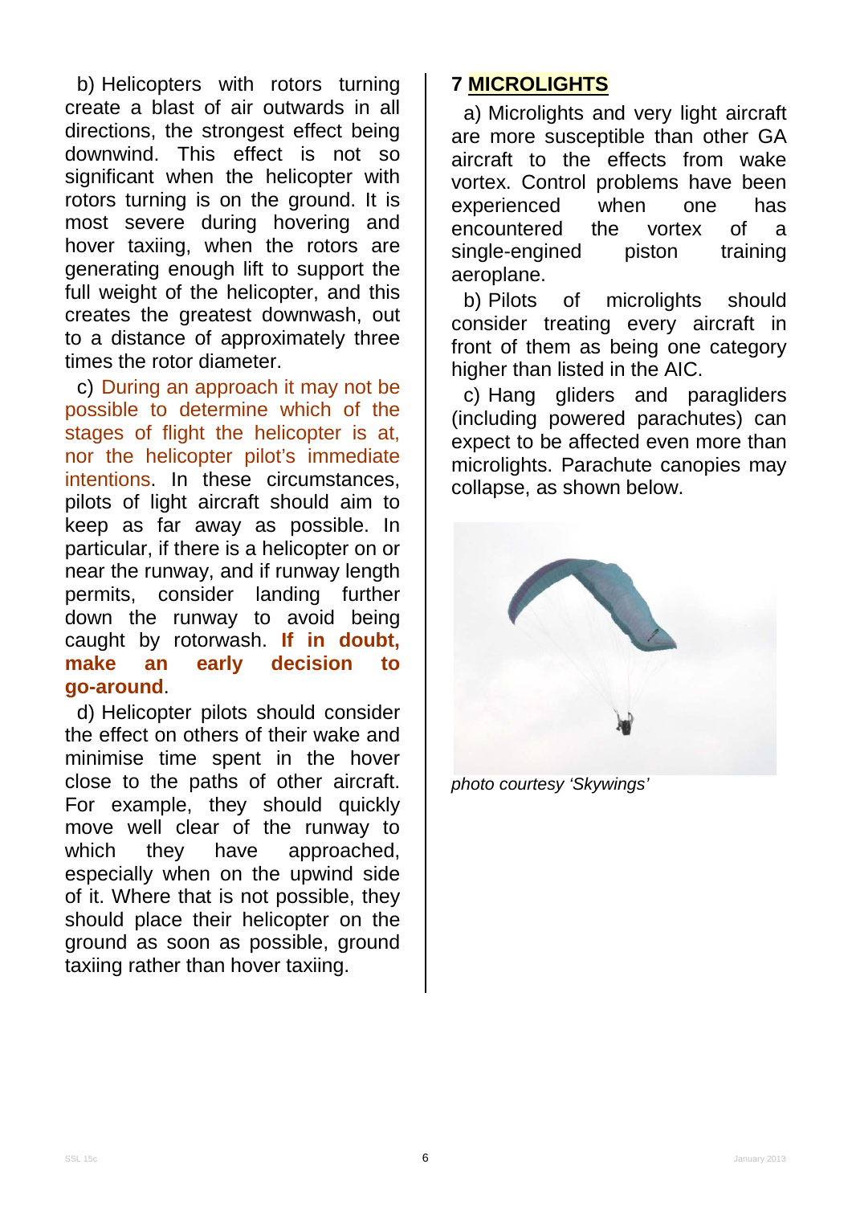b) Helicopters with rotors turning create a blast of air outwards in all directions, the strongest effect being downwind. This effect is not so significant when the helicopter with rotors turning is on the ground. It is most severe during hovering and hover taxiing, when the rotors are generating enough lift to support the full weight of the helicopter, and this creates the greatest downwash, out to a distance of approximately three times the rotor diameter.

c) During an approach it may not be possible to determine which of the stages of flight the helicopter is at, nor the helicopter pilot's immediate intentions. In these circumstances, pilots of light aircraft should aim to keep as far away as possible. In particular, if there is a helicopter on or near the runway, and if runway length permits, consider landing further down the runway to avoid being caught by rotorwash. **If in doubt, make an early decision to go-around**.

d) Helicopter pilots should consider the effect on others of their wake and minimise time spent in the hover close to the paths of other aircraft. For example, they should quickly move well clear of the runway to which they have approached, especially when on the upwind side of it. Where that is not possible, they should place their helicopter on the ground as soon as possible, ground taxiing rather than hover taxiing.

## 7 MICROLIGHTS

a) Microlights and very light aircraft are more susceptible than other GA aircraft to the effects from wake vortex. Control problems have been experienced when one has encountered the vortex of a single-engined piston training aeroplane.

b) Pilots of microlights should consider treating every aircraft in front of them as being one category higher than listed in the AIC.

c) Hang gliders and paragliders (including powered parachutes) can expect to be affected even more than microlights. Parachute canopies may collapse, as shown below.

*photo courtesy 'Skywings'*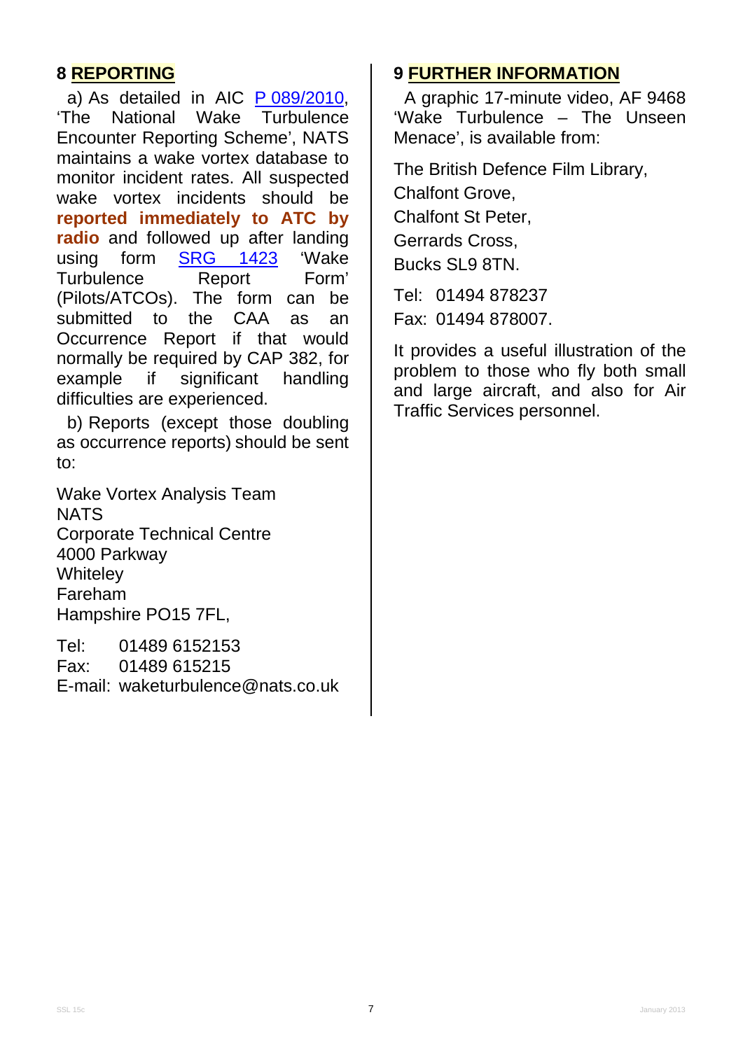## 8 REPORTING

a) As detailed in AIC P 089/2010, 'The National Wake Turbulence Encounter Reporting Scheme', NATS maintains a wake vortex database to monitor incident rates. All suspected wake vortex incidents should be **reported immediately to ATC by radio** and followed up after landing using form SRG 1423 'Wake Turbulence Report Form' (Pilots/ATCOs). The form can be submitted to the CAA as an Occurrence Report if that would normally be required by CAP 382, for example if significant handling difficulties are experienced.

b) Reports (except those doubling as occurrence reports) should be sent to:

Wake Vortex Analysis Team
NATS
Corporate Technical Centre
4000 Parkway
Whiteley
Fareham
Hampshire PO15 7FL,

Tel: 01489 6152153
Fax: 01489 615215
E-mail: waketurbulence@nats.co.uk

## 9 FURTHER INFORMATION

A graphic 17-minute video, AF 9468 'Wake Turbulence – The Unseen Menace', is available from:

The British Defence Film Library,
Chalfont Grove,
Chalfont St Peter,
Gerrards Cross,
Bucks SL9 8TN.

Tel: 01494 878237
Fax: 01494 878007.

It provides a useful illustration of the problem to those who fly both small and large aircraft, and also for Air Traffic Services personnel.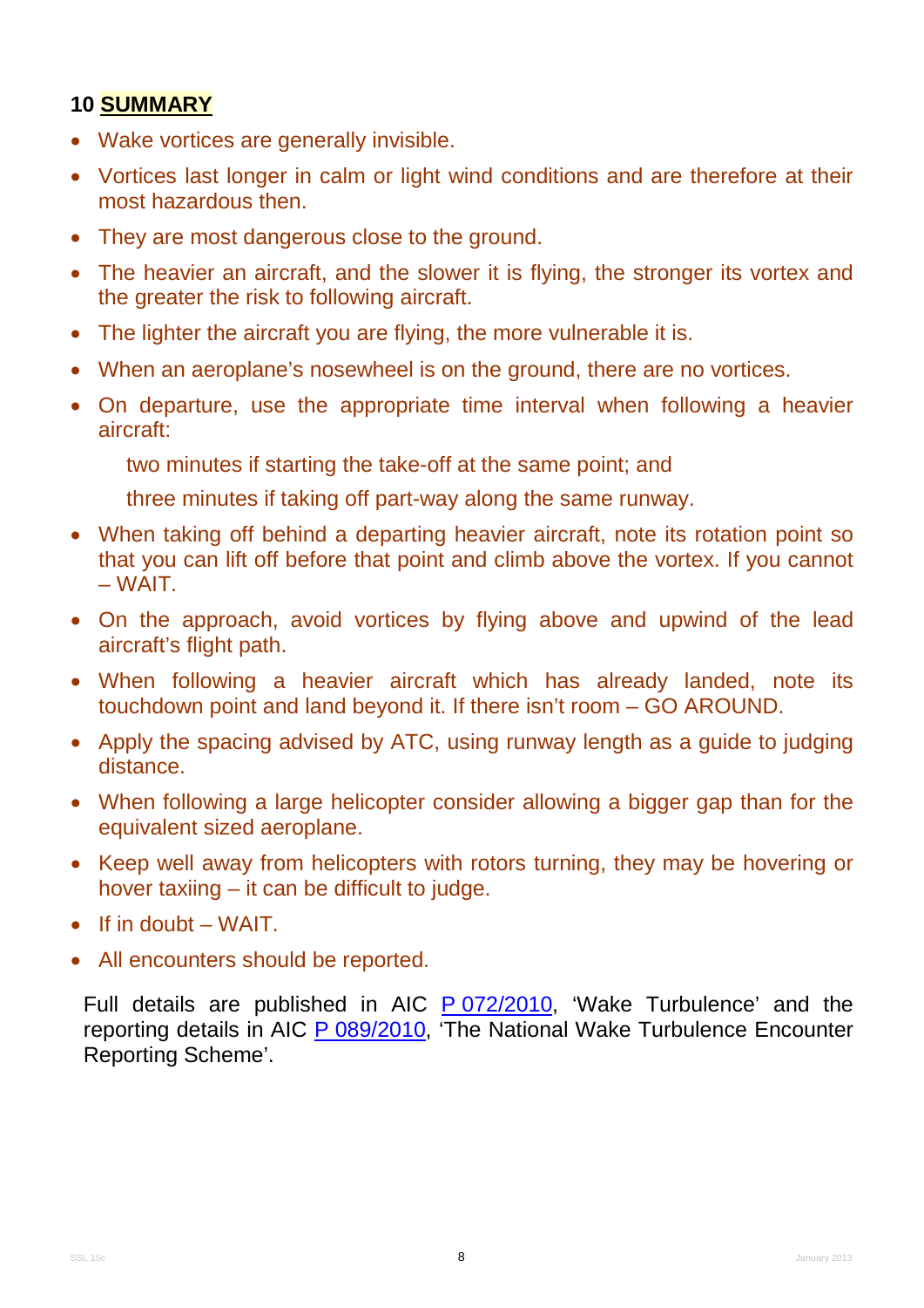## 10 SUMMARY

- Wake vortices are generally invisible.
- Vortices last longer in calm or light wind conditions and are therefore at their most hazardous then.
- They are most dangerous close to the ground.
- The heavier an aircraft, and the slower it is flying, the stronger its vortex and the greater the risk to following aircraft.
- The lighter the aircraft you are flying, the more vulnerable it is.
- When an aeroplane's nosewheel is on the ground, there are no vortices.
- On departure, use the appropriate time interval when following a heavier aircraft:

  two minutes if starting the take-off at the same point; and

  three minutes if taking off part-way along the same runway.
- When taking off behind a departing heavier aircraft, note its rotation point so that you can lift off before that point and climb above the vortex. If you cannot – WAIT.
- On the approach, avoid vortices by flying above and upwind of the lead aircraft's flight path.
- When following a heavier aircraft which has already landed, note its touchdown point and land beyond it. If there isn't room – GO AROUND.
- Apply the spacing advised by ATC, using runway length as a guide to judging distance.
- When following a large helicopter consider allowing a bigger gap than for the equivalent sized aeroplane.
- Keep well away from helicopters with rotors turning, they may be hovering or hover taxiing – it can be difficult to judge.
- If in doubt – WAIT.
- All encounters should be reported.

Full details are published in AIC P 072/2010, 'Wake Turbulence' and the reporting details in AIC P 089/2010, 'The National Wake Turbulence Encounter Reporting Scheme'.